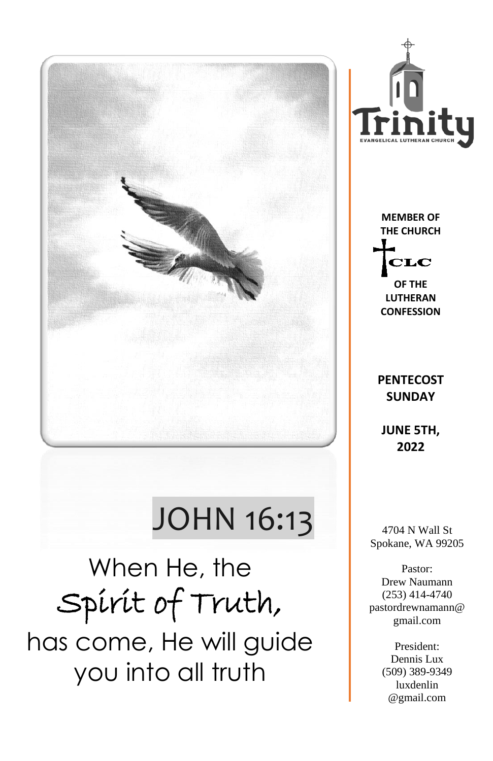# JOHN 16:13

When He, the Spirit of Truth, has come, He will guide you into all truth

**Trinity**

EVANGELICAL LUTHERAN CHURCH

**MEMBER OF THE CHURCH**

**CLC**

**OF THE LUTHERAN CONFESSION**

## PENTECOST SUNDAY

**JUNE 5TH, 2022**

4704 N Wall St
Spokane, WA 99205

Pastor:
Drew Naumann
(253) 414-4740
pastordrewnamann@gmail.com

President:
Dennis Lux
(509) 389-9349
luxdenlin@gmail.com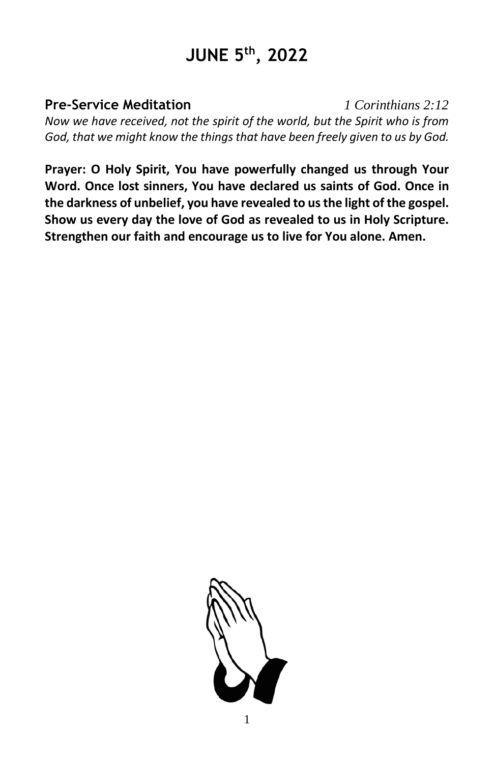# JUNE 5th, 2022

**Pre-Service Meditation** *1 Corinthians 2:12*

*Now we have received, not the spirit of the world, but the Spirit who is from God, that we might know the things that have been freely given to us by God.*

**Prayer: O Holy Spirit, You have powerfully changed us through Your Word. Once lost sinners, You have declared us saints of God. Once in the darkness of unbelief, you have revealed to us the light of the gospel. Show us every day the love of God as revealed to us in Holy Scripture. Strengthen our faith and encourage us to live for You alone. Amen.**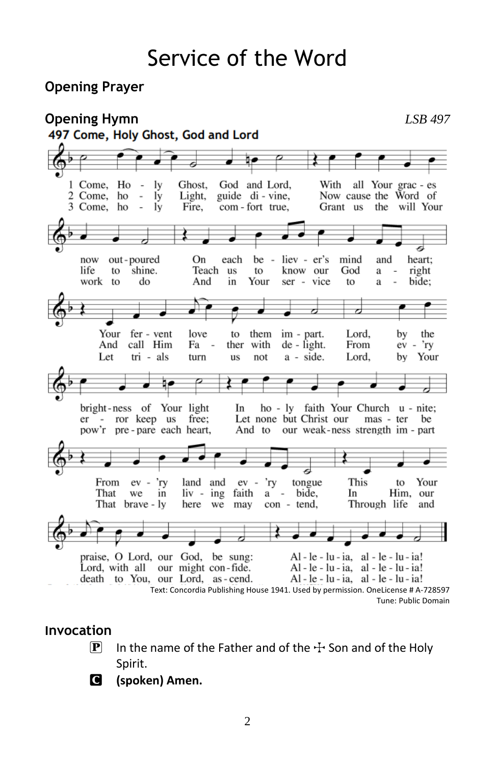# Service of the Word

## Opening Prayer

## Opening Hymn *LSB 497*

**497 Come, Holy Ghost, God and Lord**

1 Come, Holy Ghost, God and Lord,
With all Your graces now outpoured
On each believer's mind and heart;
Your fervent love to them impart.
Lord, by the brightness of Your light
In holy faith Your Church unite;
From every land and every tongue
This to Your praise, O Lord, our God, be sung:
Alleluia, alleluia!

2 Come, holy Light, guide divine,
Now cause the Word of life to shine.
Teach us to know our God aright
And call Him Father with delight.
From every error keep us free;
Let none but Christ our master be
That we in living faith abide,
In Him, our Lord, with all our might confide.
Alleluia, alleluia!

3 Come, holy Fire, comfort true,
Grant us the will Your work to do
And in Your service to abide;
Let trials turn us not aside.
Lord, by Your pow'r prepare each heart,
And to our weakness strength impart
That bravely here we may contend,
Through life and death to You, our Lord, ascend.
Alleluia, alleluia!

Text: Concordia Publishing House 1941. Used by permission. OneLicense # A-728597
Tune: Public Domain

## Invocation

**P** In the name of the Father and of the ☩ Son and of the Holy Spirit.

**C** **(spoken) Amen.**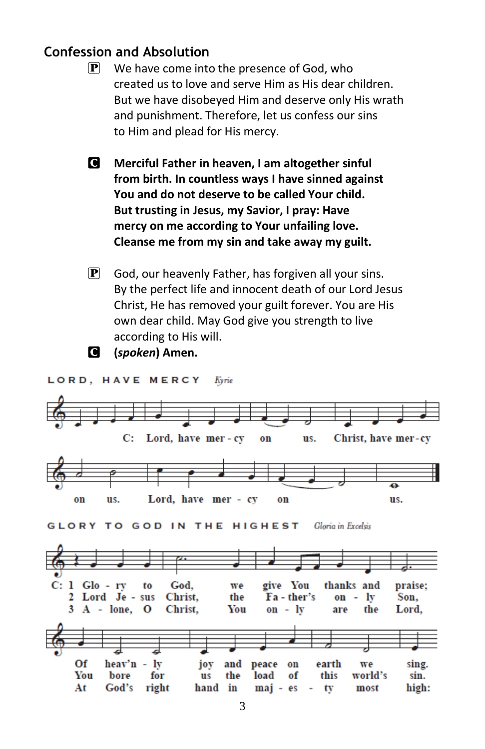## Confession and Absolution

P We have come into the presence of God, who created us to love and serve Him as His dear children. But we have disobeyed Him and deserve only His wrath and punishment. Therefore, let us confess our sins to Him and plead for His mercy.

C **Merciful Father in heaven, I am altogether sinful from birth. In countless ways I have sinned against You and do not deserve to be called Your child. But trusting in Jesus, my Savior, I pray: Have mercy on me according to Your unfailing love. Cleanse me from my sin and take away my guilt.**

P God, our heavenly Father, has forgiven all your sins. By the perfect life and innocent death of our Lord Jesus Christ, He has removed your guilt forever. You are His own dear child. May God give you strength to live according to His will.

C **(*spoken*) Amen.**

LORD, HAVE MERCY *Kyrie*

C: Lord, have mer - cy on us. Christ, have mer - cy on us. Lord, have mer - cy on us.

GLORY TO GOD IN THE HIGHEST *Gloria in Excelsis*

C: 1 Glo - ry to God, we give You thanks and praise; Of heav'n - ly joy and peace on earth we sing.
2 Lord Je - sus Christ, the Fa - ther's on - ly Son, You bore for us the load of this world's sin.
3 A - lone, O Christ, You on - ly are the Lord, At God's right hand in maj - es - ty most high: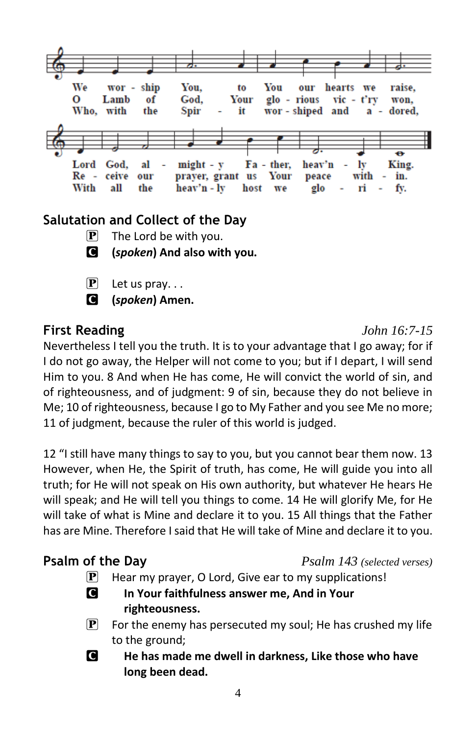We wor - ship You, to You our hearts we raise,
O Lamb of God, Your glo - rious vic - t'ry won,
Who, with the Spir - it wor - shiped and a - dored,

Lord God, al - might - y Fa - ther, heav'n - ly King.
Re - ceive our prayer, grant us Your peace with - in.
With all the heav'n - ly host we glo - ri - fy.

## Salutation and Collect of the Day

**P** The Lord be with you.
**C** **(*spoken*) And also with you.**

**P** Let us pray. . .
**C** **(*spoken*) Amen.**

## First Reading *John 16:7-15*

Nevertheless I tell you the truth. It is to your advantage that I go away; for if I do not go away, the Helper will not come to you; but if I depart, I will send Him to you. 8 And when He has come, He will convict the world of sin, and of righteousness, and of judgment: 9 of sin, because they do not believe in Me; 10 of righteousness, because I go to My Father and you see Me no more; 11 of judgment, because the ruler of this world is judged.

12 "I still have many things to say to you, but you cannot bear them now. 13 However, when He, the Spirit of truth, has come, He will guide you into all truth; for He will not speak on His own authority, but whatever He hears He will speak; and He will tell you things to come. 14 He will glorify Me, for He will take of what is Mine and declare it to you. 15 All things that the Father has are Mine. Therefore I said that He will take of Mine and declare it to you.

## Psalm of the Day *Psalm 143 (selected verses)*

**P** Hear my prayer, O Lord, Give ear to my supplications!
**C** **In Your faithfulness answer me, And in Your righteousness.**
**P** For the enemy has persecuted my soul; He has crushed my life to the ground;
**C** **He has made me dwell in darkness, Like those who have long been dead.**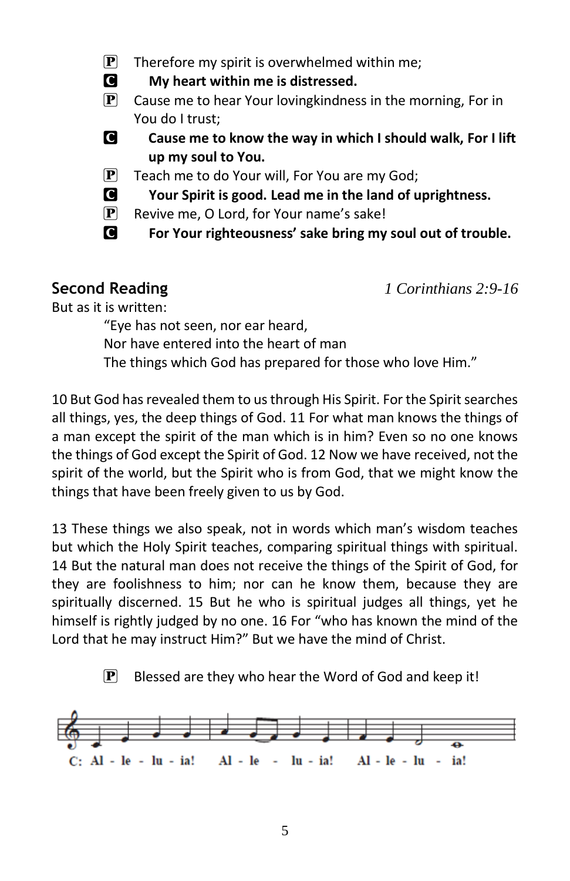P Therefore my spirit is overwhelmed within me;

C **My heart within me is distressed.**

P Cause me to hear Your lovingkindness in the morning, For in You do I trust;

C **Cause me to know the way in which I should walk, For I lift up my soul to You.**

P Teach me to do Your will, For You are my God;

C **Your Spirit is good. Lead me in the land of uprightness.**

P Revive me, O Lord, for Your name's sake!

C **For Your righteousness' sake bring my soul out of trouble.**

## Second Reading *1 Corinthians 2:9-16*

But as it is written:

> "Eye has not seen, nor ear heard,
> Nor have entered into the heart of man
> The things which God has prepared for those who love Him."

10 But God has revealed them to us through His Spirit. For the Spirit searches all things, yes, the deep things of God. 11 For what man knows the things of a man except the spirit of the man which is in him? Even so no one knows the things of God except the Spirit of God. 12 Now we have received, not the spirit of the world, but the Spirit who is from God, that we might know the things that have been freely given to us by God.

13 These things we also speak, not in words which man's wisdom teaches but which the Holy Spirit teaches, comparing spiritual things with spiritual. 14 But the natural man does not receive the things of the Spirit of God, for they are foolishness to him; nor can he know them, because they are spiritually discerned. 15 But he who is spiritual judges all things, yet he himself is rightly judged by no one. 16 For "who has known the mind of the Lord that he may instruct Him?" But we have the mind of Christ.

P Blessed are they who hear the Word of God and keep it!

C: Al - le - lu - ia! Al - le - lu - ia! Al - le - lu - ia!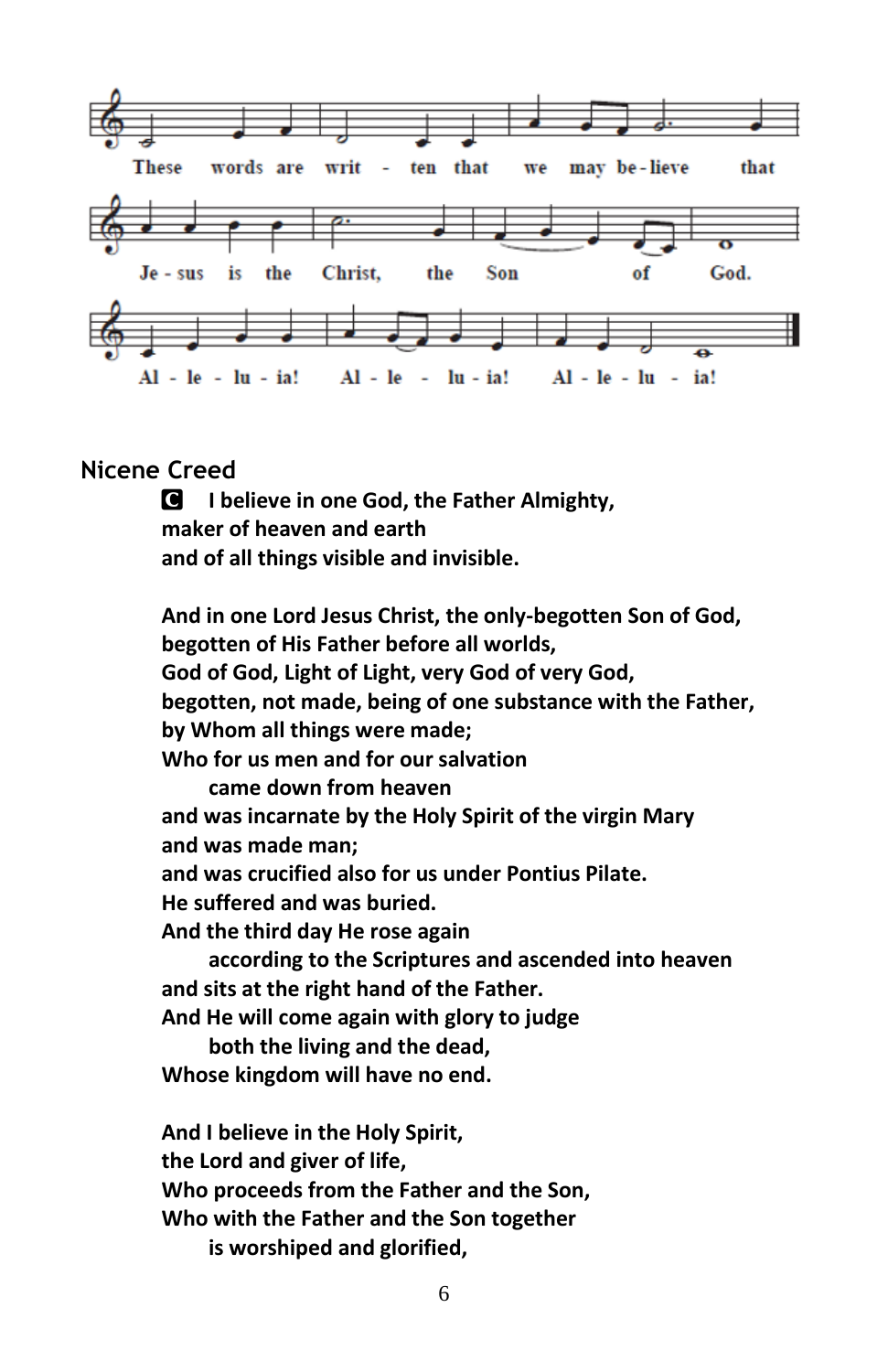These words are writ - ten that we may be - lieve that Je - sus is the Christ, the Son of God. Al - le - lu - ia! Al - le - lu - ia! Al - le - lu - ia!

## Nicene Creed

**C I believe in one God, the Father Almighty,**
**maker of heaven and earth**
**and of all things visible and invisible.**

**And in one Lord Jesus Christ, the only-begotten Son of God,**
**begotten of His Father before all worlds,**
**God of God, Light of Light, very God of very God,**
**begotten, not made, being of one substance with the Father,**
**by Whom all things were made;**
**Who for us men and for our salvation**
**came down from heaven**
**and was incarnate by the Holy Spirit of the virgin Mary**
**and was made man;**
**and was crucified also for us under Pontius Pilate.**
**He suffered and was buried.**
**And the third day He rose again**
**according to the Scriptures and ascended into heaven**
**and sits at the right hand of the Father.**
**And He will come again with glory to judge**
**both the living and the dead,**
**Whose kingdom will have no end.**

**And I believe in the Holy Spirit,**
**the Lord and giver of life,**
**Who proceeds from the Father and the Son,**
**Who with the Father and the Son together**
**is worshiped and glorified,**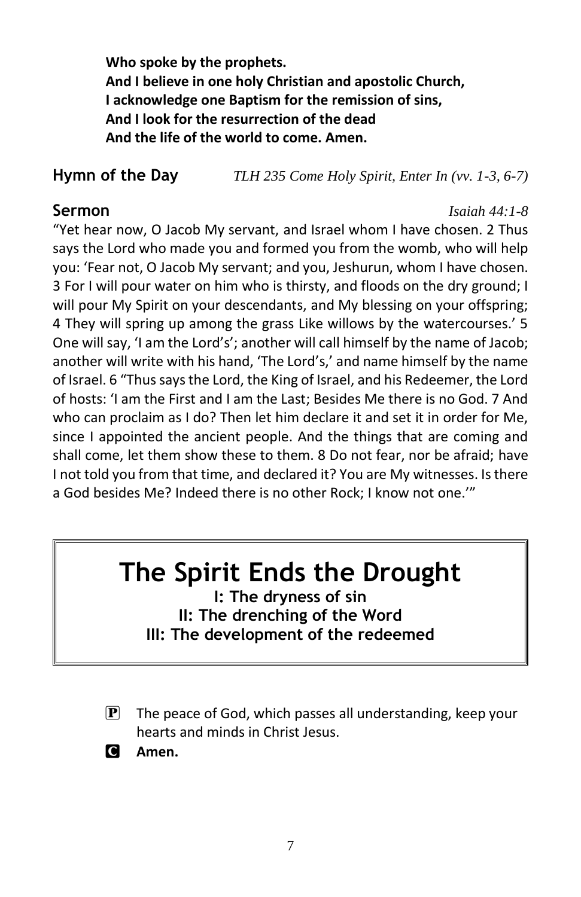**Who spoke by the prophets.**
**And I believe in one holy Christian and apostolic Church,**
**I acknowledge one Baptism for the remission of sins,**
**And I look for the resurrection of the dead**
**And the life of the world to come. Amen.**

**Hymn of the Day** *TLH 235 Come Holy Spirit, Enter In (vv. 1-3, 6-7)*

**Sermon** *Isaiah 44:1-8*

"Yet hear now, O Jacob My servant, and Israel whom I have chosen. 2 Thus says the Lord who made you and formed you from the womb, who will help you: 'Fear not, O Jacob My servant; and you, Jeshurun, whom I have chosen. 3 For I will pour water on him who is thirsty, and floods on the dry ground; I will pour My Spirit on your descendants, and My blessing on your offspring; 4 They will spring up among the grass Like willows by the watercourses.' 5 One will say, 'I am the Lord's'; another will call himself by the name of Jacob; another will write with his hand, 'The Lord's,' and name himself by the name of Israel. 6 "Thus says the Lord, the King of Israel, and his Redeemer, the Lord of hosts: 'I am the First and I am the Last; Besides Me there is no God. 7 And who can proclaim as I do? Then let him declare it and set it in order for Me, since I appointed the ancient people. And the things that are coming and shall come, let them show these to them. 8 Do not fear, nor be afraid; have I not told you from that time, and declared it? You are My witnesses. Is there a God besides Me? Indeed there is no other Rock; I know not one.'"

# The Spirit Ends the Drought

**I: The dryness of sin**
**II: The drenching of the Word**
**III: The development of the redeemed**

P The peace of God, which passes all understanding, keep your hearts and minds in Christ Jesus.

C **Amen.**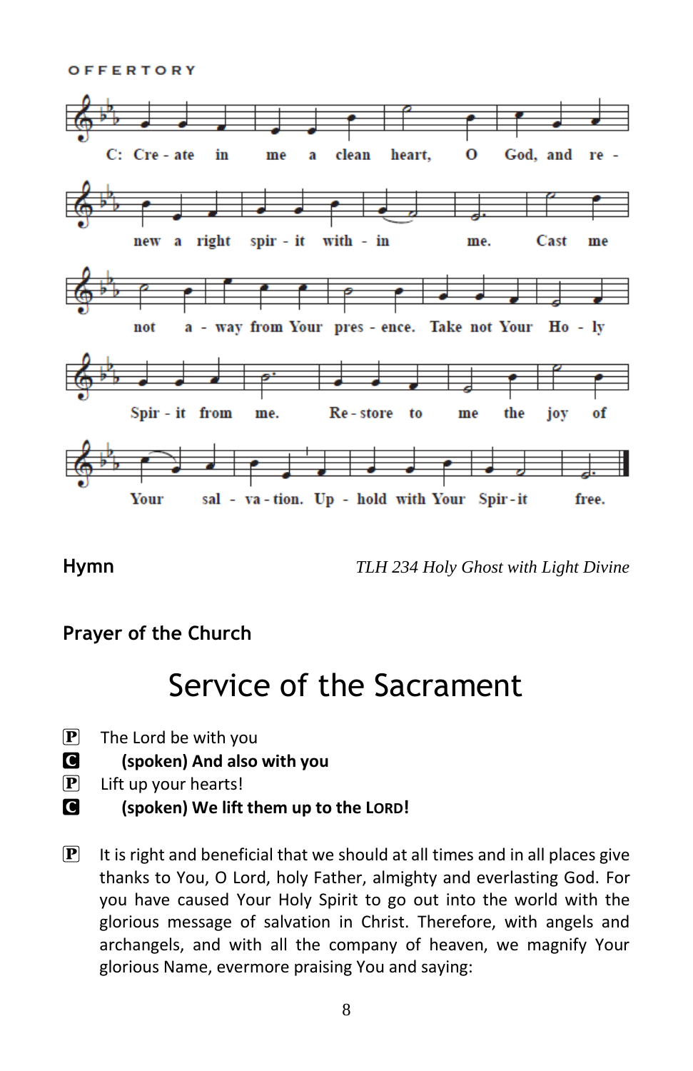OFFERTORY

C: Create in me a clean heart, O God, and renew a right spirit within me. Cast me not away from Your presence. Take not Your Holy Spirit from me. Restore to me the joy of Your salvation. Uphold with Your Spirit free.

**Hymn** *TLH 234 Holy Ghost with Light Divine*

**Prayer of the Church**

# Service of the Sacrament

P The Lord be with you

C **(spoken) And also with you**

P Lift up your hearts!

C **(spoken) We lift them up to the LORD!**

P It is right and beneficial that we should at all times and in all places give thanks to You, O Lord, holy Father, almighty and everlasting God. For you have caused Your Holy Spirit to go out into the world with the glorious message of salvation in Christ. Therefore, with angels and archangels, and with all the company of heaven, we magnify Your glorious Name, evermore praising You and saying: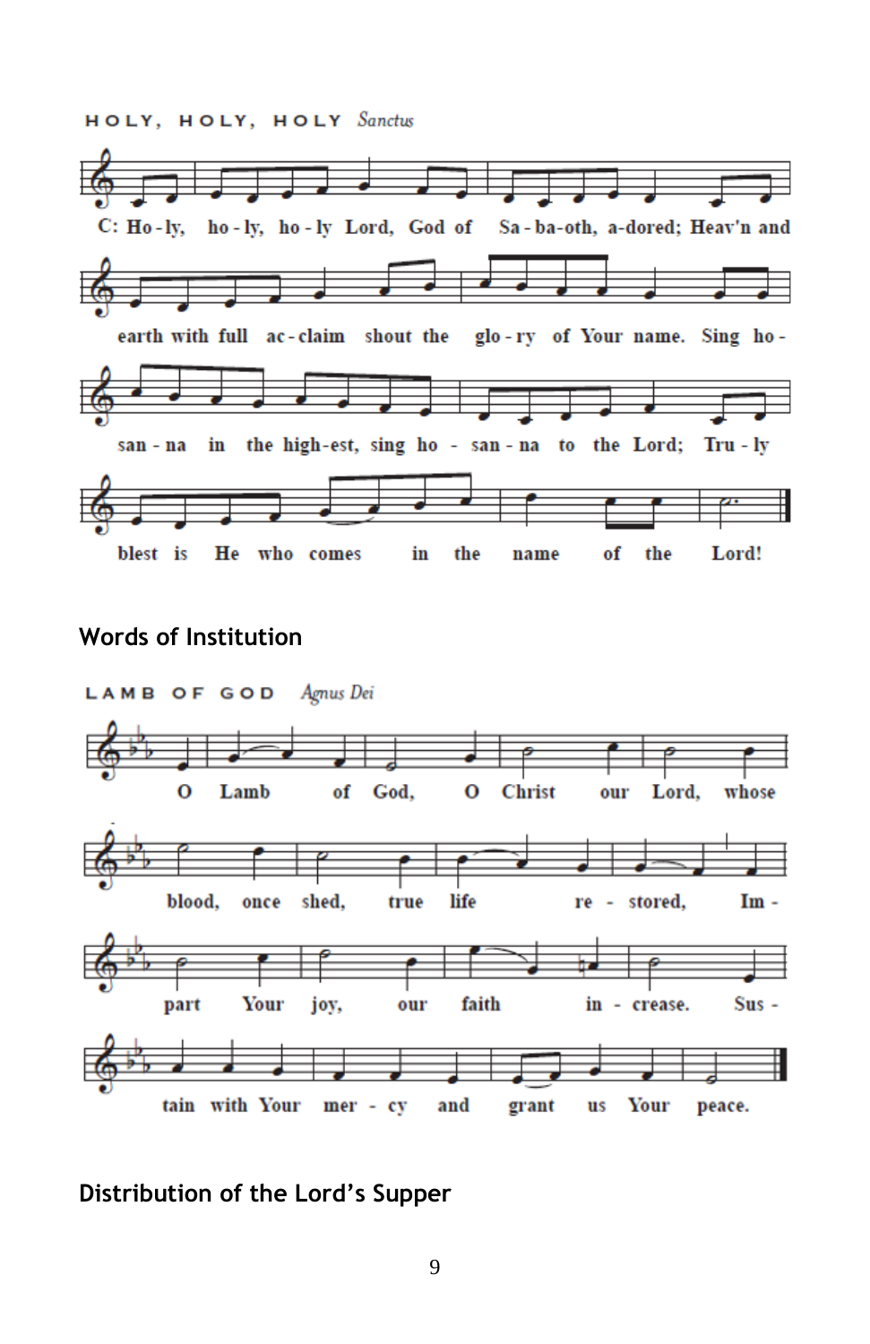HOLY, HOLY, HOLY *Sanctus*

C: Holy, holy, holy Lord, God of Sabaoth, adored; Heav'n and earth with full acclaim shout the glory of Your name. Sing hosanna in the highest, sing hosanna to the Lord; Truly blest is He who comes in the name of the Lord!

## Words of Institution

LAMB OF GOD *Agnus Dei*

O Lamb of God, O Christ our Lord, whose blood, once shed, true life restored, Impart Your joy, our faith increase. Sustain with Your mercy and grant us Your peace.

## Distribution of the Lord's Supper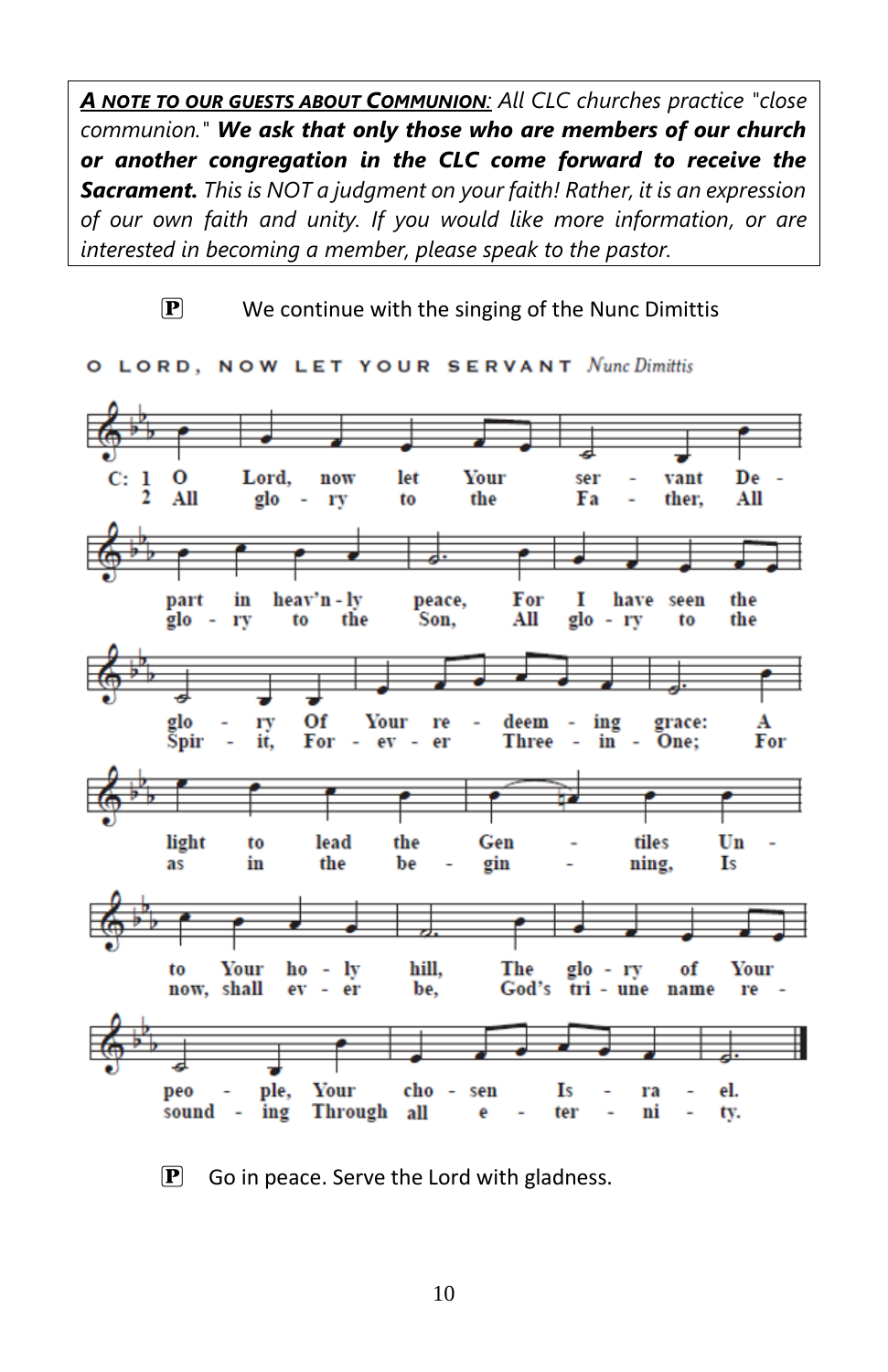***A NOTE TO OUR GUESTS ABOUT COMMUNION**: All CLC churches practice "close communion." **We ask that only those who are members of our church or another congregation in the CLC come forward to receive the Sacrament.** This is NOT a judgment on your faith! Rather, it is an expression of our own faith and unity. If you would like more information, or are interested in becoming a member, please speak to the pastor.*

**P** We continue with the singing of the Nunc Dimittis

O LORD, NOW LET YOUR SERVANT *Nunc Dimittis*

C: 1 O Lord, now let Your servant Depart in heav'nly peace, For I have seen the glory Of Your redeeming grace: A light to lead the Gentiles Unto Your holy hill, The glory of Your people, Your chosen Israel.

2 All glory to the Father, All glory to the Son, All glory to the Spirit, Forever Three-in-One; For as in the beginning, Is now, shall ever be, God's triune name resounding Through all eternity.

**P** Go in peace. Serve the Lord with gladness.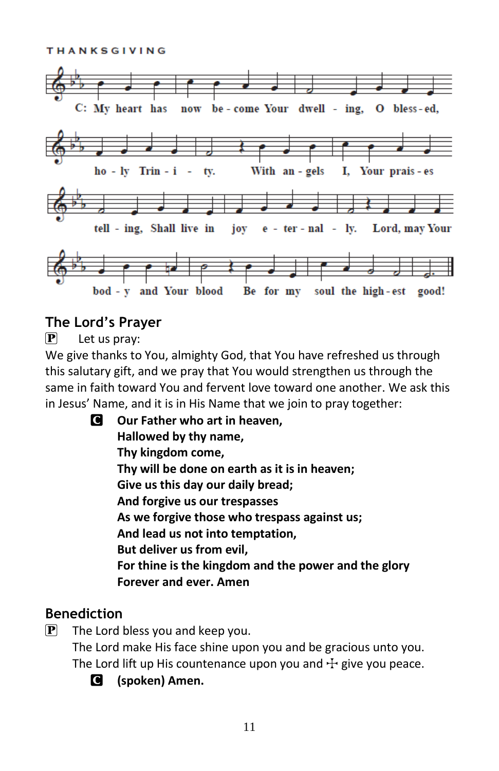THANKSGIVING

C: My heart has now become Your dwelling, O blessed, holy Trinity. With angels I, Your praises telling, Shall live in joy eternally. Lord, may Your body and Your blood Be for my soul the highest good!

## The Lord's Prayer

P Let us pray:

We give thanks to You, almighty God, that You have refreshed us through this salutary gift, and we pray that You would strengthen us through the same in faith toward You and fervent love toward one another. We ask this in Jesus' Name, and it is in His Name that we join to pray together:

C **Our Father who art in heaven,**
**Hallowed by thy name,**
**Thy kingdom come,**
**Thy will be done on earth as it is in heaven;**
**Give us this day our daily bread;**
**And forgive us our trespasses**
**As we forgive those who trespass against us;**
**And lead us not into temptation,**
**But deliver us from evil,**
**For thine is the kingdom and the power and the glory**
**Forever and ever. Amen**

## Benediction

P The Lord bless you and keep you.
The Lord make His face shine upon you and be gracious unto you.
The Lord lift up His countenance upon you and ☩ give you peace.

C **(spoken) Amen.**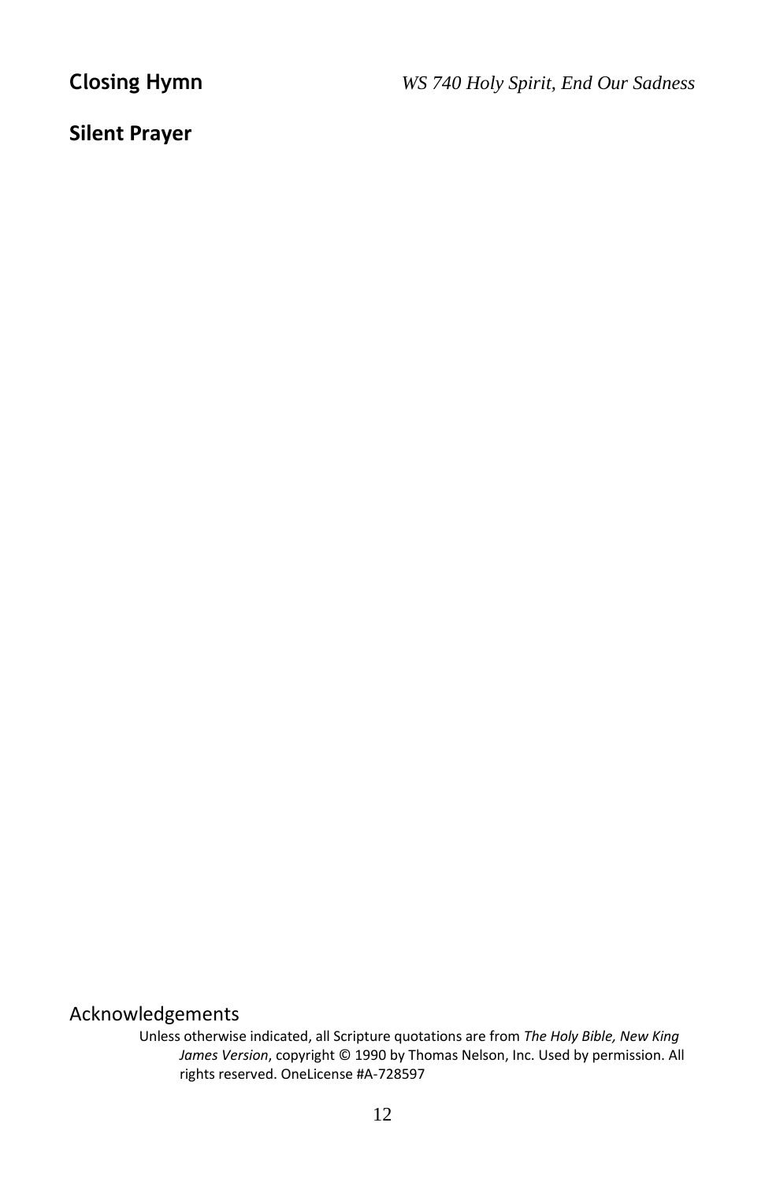**Closing Hymn** *WS 740 Holy Spirit, End Our Sadness*

**Silent Prayer**

Acknowledgements

Unless otherwise indicated, all Scripture quotations are from *The Holy Bible, New King James Version*, copyright © 1990 by Thomas Nelson, Inc. Used by permission. All rights reserved. OneLicense #A-728597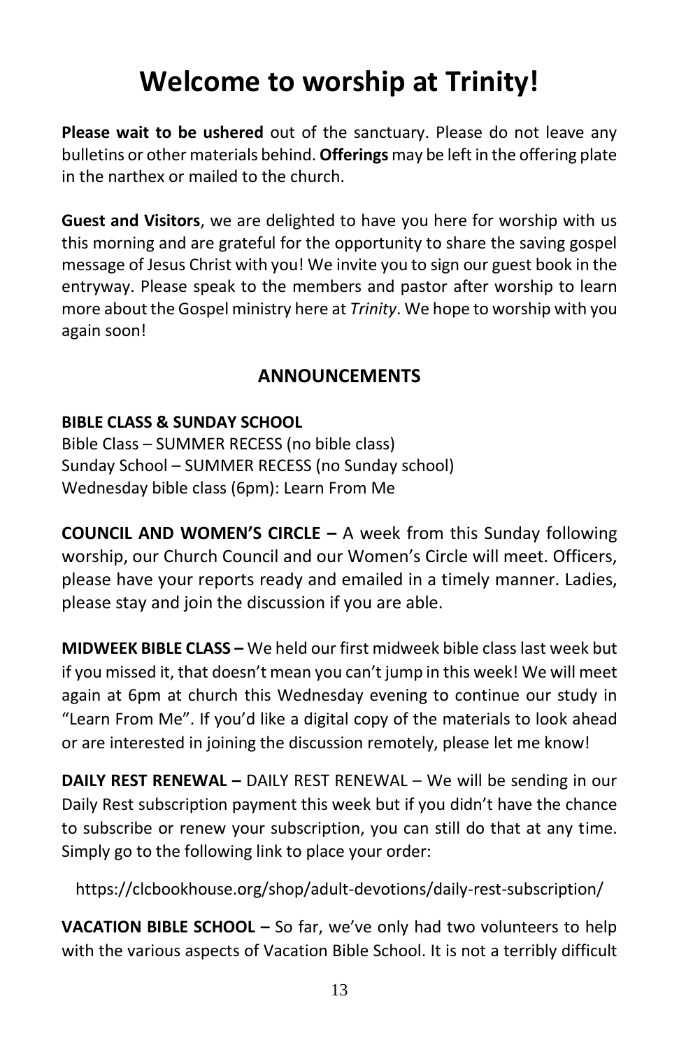# Welcome to worship at Trinity!

**Please wait to be ushered** out of the sanctuary. Please do not leave any bulletins or other materials behind. **Offerings** may be left in the offering plate in the narthex or mailed to the church.

**Guest and Visitors**, we are delighted to have you here for worship with us this morning and are grateful for the opportunity to share the saving gospel message of Jesus Christ with you! We invite you to sign our guest book in the entryway. Please speak to the members and pastor after worship to learn more about the Gospel ministry here at *Trinity*. We hope to worship with you again soon!

## ANNOUNCEMENTS

**BIBLE CLASS & SUNDAY SCHOOL**
Bible Class – SUMMER RECESS (no bible class)
Sunday School – SUMMER RECESS (no Sunday school)
Wednesday bible class (6pm): Learn From Me

**COUNCIL AND WOMEN'S CIRCLE –** A week from this Sunday following worship, our Church Council and our Women's Circle will meet. Officers, please have your reports ready and emailed in a timely manner. Ladies, please stay and join the discussion if you are able.

**MIDWEEK BIBLE CLASS –** We held our first midweek bible class last week but if you missed it, that doesn't mean you can't jump in this week! We will meet again at 6pm at church this Wednesday evening to continue our study in "Learn From Me". If you'd like a digital copy of the materials to look ahead or are interested in joining the discussion remotely, please let me know!

**DAILY REST RENEWAL –** DAILY REST RENEWAL – We will be sending in our Daily Rest subscription payment this week but if you didn't have the chance to subscribe or renew your subscription, you can still do that at any time. Simply go to the following link to place your order:

https://clcbookhouse.org/shop/adult-devotions/daily-rest-subscription/

**VACATION BIBLE SCHOOL –** So far, we've only had two volunteers to help with the various aspects of Vacation Bible School. It is not a terribly difficult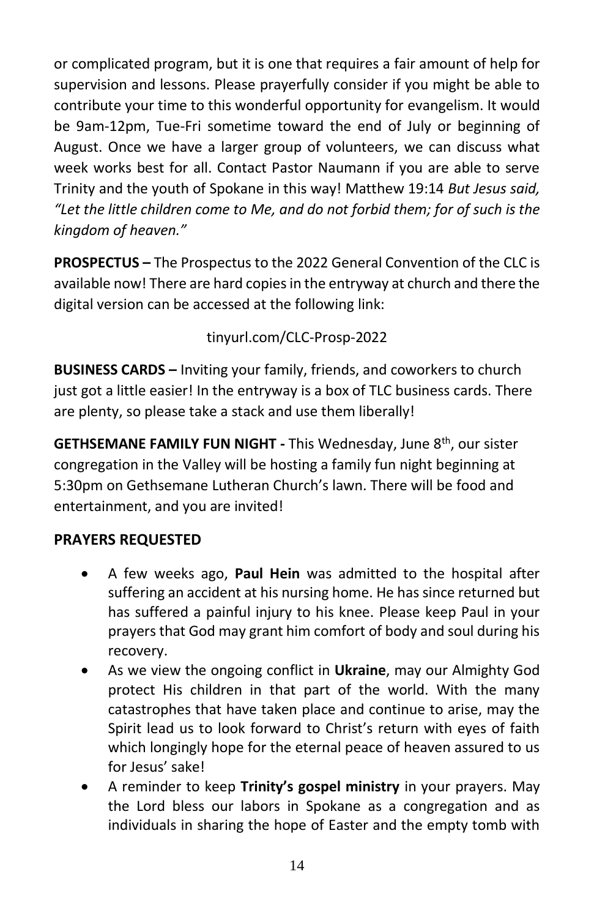or complicated program, but it is one that requires a fair amount of help for supervision and lessons. Please prayerfully consider if you might be able to contribute your time to this wonderful opportunity for evangelism. It would be 9am-12pm, Tue-Fri sometime toward the end of July or beginning of August. Once we have a larger group of volunteers, we can discuss what week works best for all. Contact Pastor Naumann if you are able to serve Trinity and the youth of Spokane in this way! Matthew 19:14 *But Jesus said, "Let the little children come to Me, and do not forbid them; for of such is the kingdom of heaven."*

**PROSPECTUS –** The Prospectus to the 2022 General Convention of the CLC is available now! There are hard copies in the entryway at church and there the digital version can be accessed at the following link:

tinyurl.com/CLC-Prosp-2022

**BUSINESS CARDS –** Inviting your family, friends, and coworkers to church just got a little easier! In the entryway is a box of TLC business cards. There are plenty, so please take a stack and use them liberally!

**GETHSEMANE FAMILY FUN NIGHT -** This Wednesday, June 8th, our sister congregation in the Valley will be hosting a family fun night beginning at 5:30pm on Gethsemane Lutheran Church's lawn. There will be food and entertainment, and you are invited!

**PRAYERS REQUESTED**

- A few weeks ago, **Paul Hein** was admitted to the hospital after suffering an accident at his nursing home. He has since returned but has suffered a painful injury to his knee. Please keep Paul in your prayers that God may grant him comfort of body and soul during his recovery.
- As we view the ongoing conflict in **Ukraine**, may our Almighty God protect His children in that part of the world. With the many catastrophes that have taken place and continue to arise, may the Spirit lead us to look forward to Christ's return with eyes of faith which longingly hope for the eternal peace of heaven assured to us for Jesus' sake!
- A reminder to keep **Trinity's gospel ministry** in your prayers. May the Lord bless our labors in Spokane as a congregation and as individuals in sharing the hope of Easter and the empty tomb with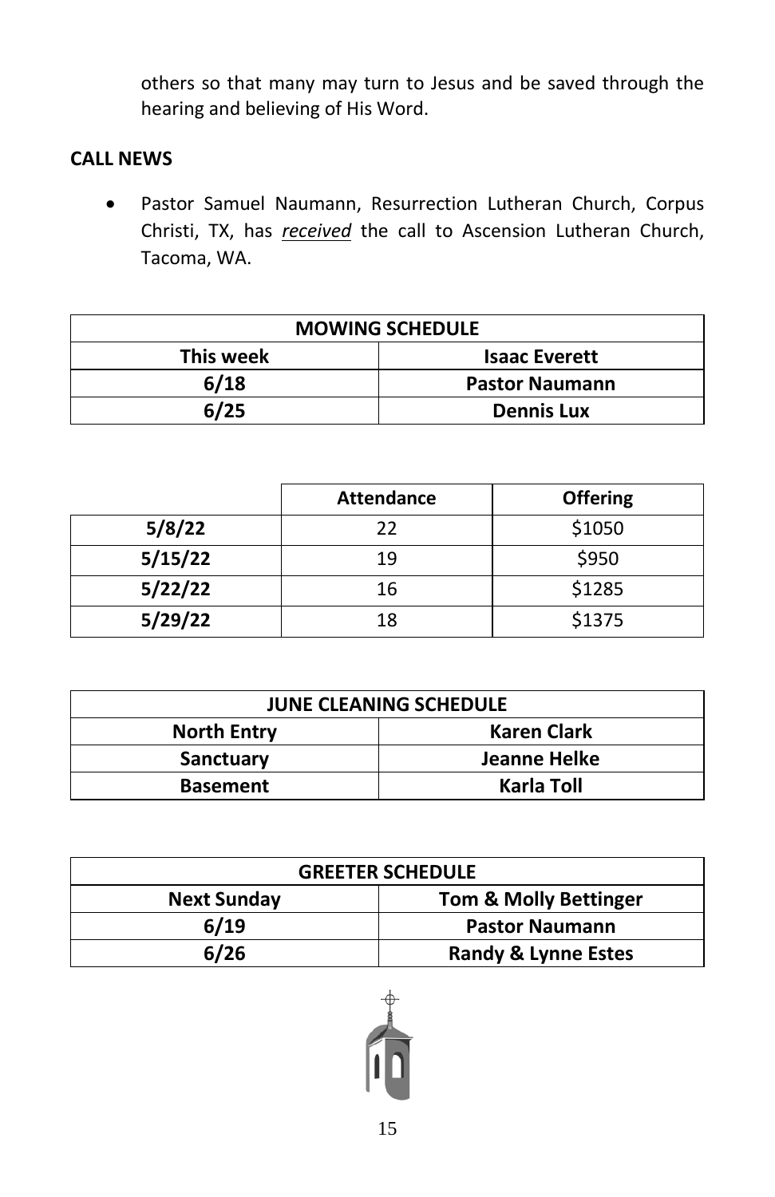others so that many may turn to Jesus and be saved through the hearing and believing of His Word.

**CALL NEWS**

- Pastor Samuel Naumann, Resurrection Lutheran Church, Corpus Christi, TX, has ***received*** the call to Ascension Lutheran Church, Tacoma, WA.

| **MOWING SCHEDULE** | |
|---|---|
| **This week** | **Isaac Everett** |
| **6/18** | **Pastor Naumann** |
| **6/25** | **Dennis Lux** |

| | **Attendance** | **Offering** |
|---|---|---|
| **5/8/22** | 22 | $1050 |
| **5/15/22** | 19 | $950 |
| **5/22/22** | 16 | $1285 |
| **5/29/22** | 18 | $1375 |

| **JUNE CLEANING SCHEDULE** | |
|---|---|
| **North Entry** | **Karen Clark** |
| **Sanctuary** | **Jeanne Helke** |
| **Basement** | **Karla Toll** |

| **GREETER SCHEDULE** | |
|---|---|
| **Next Sunday** | **Tom & Molly Bettinger** |
| **6/19** | **Pastor Naumann** |
| **6/26** | **Randy & Lynne Estes** |